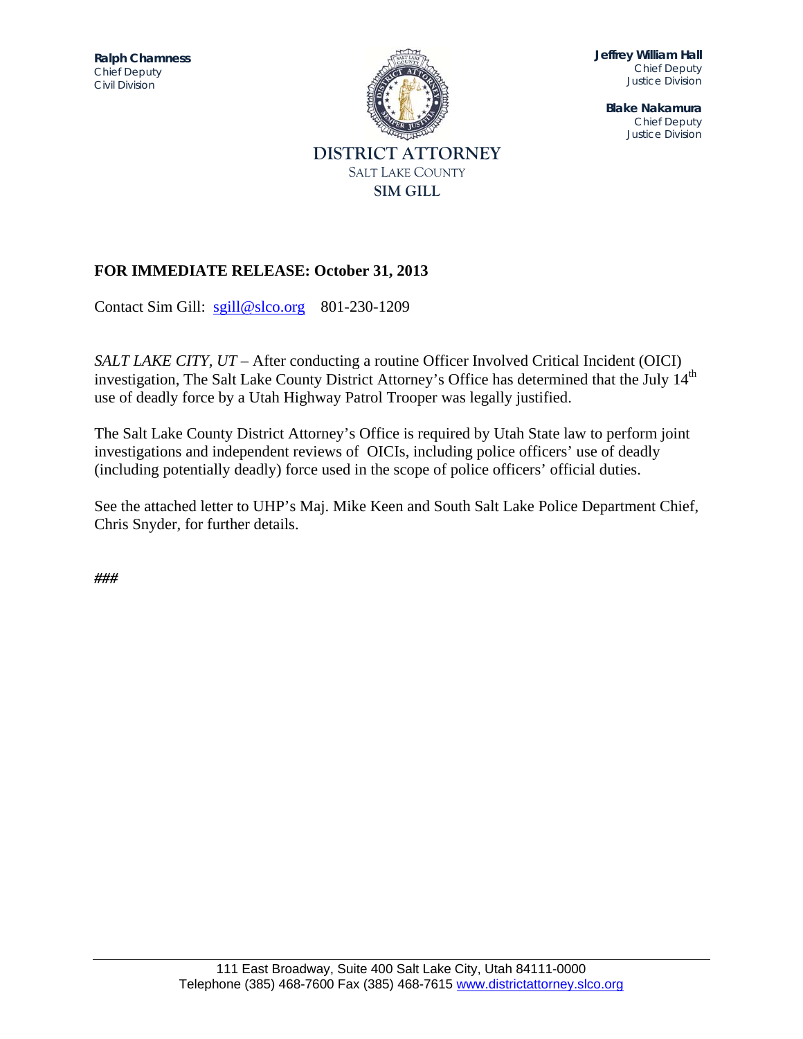**Ralph Chamness**
Chief Deputy
Civil Division

**Jeffrey William Hall**
Chief Deputy
Justice Division

**Blake Nakamura**
Chief Deputy
Justice Division

DISTRICT ATTORNEY
SALT LAKE COUNTY
SIM GILL

**FOR IMMEDIATE RELEASE: October 31, 2013**

Contact Sim Gill: sgill@slco.org 801-230-1209

*SALT LAKE CITY, UT* – After conducting a routine Officer Involved Critical Incident (OICI) investigation, The Salt Lake County District Attorney's Office has determined that the July 14th use of deadly force by a Utah Highway Patrol Trooper was legally justified.

The Salt Lake County District Attorney's Office is required by Utah State law to perform joint investigations and independent reviews of OICIs, including police officers' use of deadly (including potentially deadly) force used in the scope of police officers' official duties.

See the attached letter to UHP's Maj. Mike Keen and South Salt Lake Police Department Chief, Chris Snyder, for further details.

***###***

111 East Broadway, Suite 400 Salt Lake City, Utah 84111-0000
Telephone (385) 468-7600 Fax (385) 468-7615 www.districtattorney.slco.org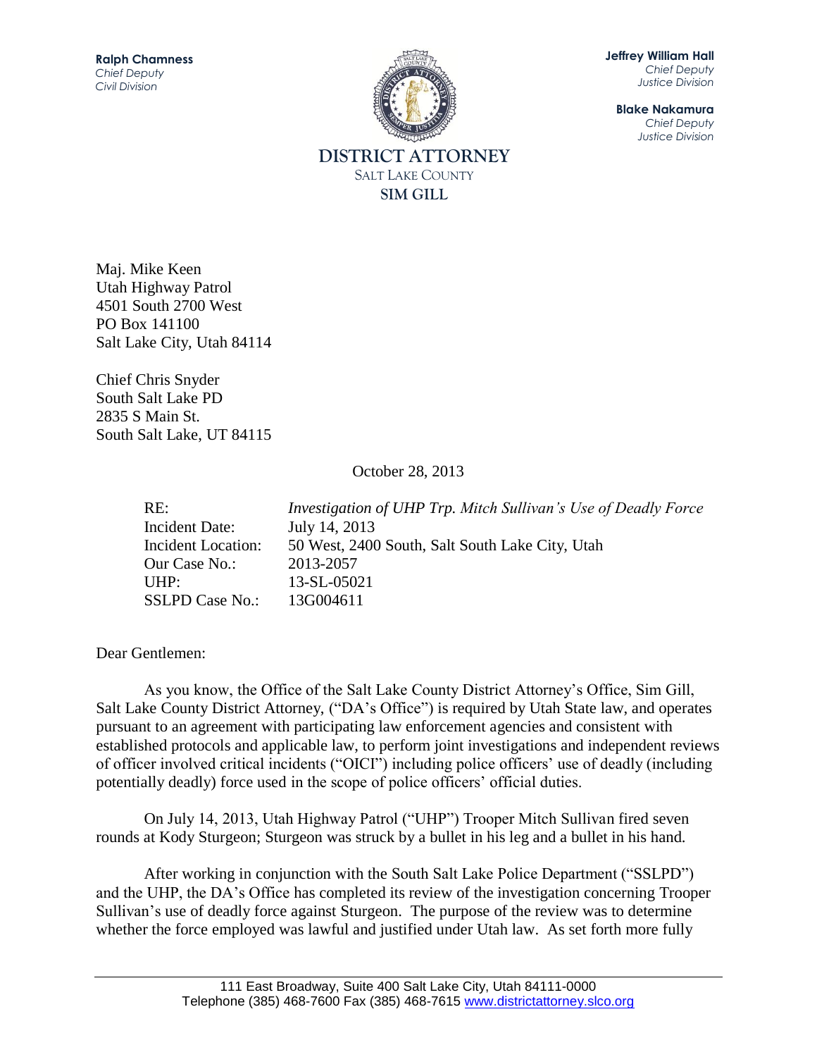**Ralph Chamness**
*Chief Deputy*
*Civil Division*

**Jeffrey William Hall**
*Chief Deputy*
*Justice Division*

**Blake Nakamura**
*Chief Deputy*
*Justice Division*

**DISTRICT ATTORNEY**
SALT LAKE COUNTY
**SIM GILL**

Maj. Mike Keen
Utah Highway Patrol
4501 South 2700 West
PO Box 141100
Salt Lake City, Utah 84114

Chief Chris Snyder
South Salt Lake PD
2835 S Main St.
South Salt Lake, UT 84115

October 28, 2013

| | |
|---|---|
| RE: | *Investigation of UHP Trp. Mitch Sullivan's Use of Deadly Force* |
| Incident Date: | July 14, 2013 |
| Incident Location: | 50 West, 2400 South, Salt South Lake City, Utah |
| Our Case No.: | 2013-2057 |
| UHP: | 13-SL-05021 |
| SSLPD Case No.: | 13G004611 |

Dear Gentlemen:

As you know, the Office of the Salt Lake County District Attorney's Office, Sim Gill, Salt Lake County District Attorney, ("DA's Office") is required by Utah State law, and operates pursuant to an agreement with participating law enforcement agencies and consistent with established protocols and applicable law, to perform joint investigations and independent reviews of officer involved critical incidents ("OICI") including police officers' use of deadly (including potentially deadly) force used in the scope of police officers' official duties.

On July 14, 2013, Utah Highway Patrol ("UHP") Trooper Mitch Sullivan fired seven rounds at Kody Sturgeon; Sturgeon was struck by a bullet in his leg and a bullet in his hand.

After working in conjunction with the South Salt Lake Police Department ("SSLPD") and the UHP, the DA's Office has completed its review of the investigation concerning Trooper Sullivan's use of deadly force against Sturgeon. The purpose of the review was to determine whether the force employed was lawful and justified under Utah law. As set forth more fully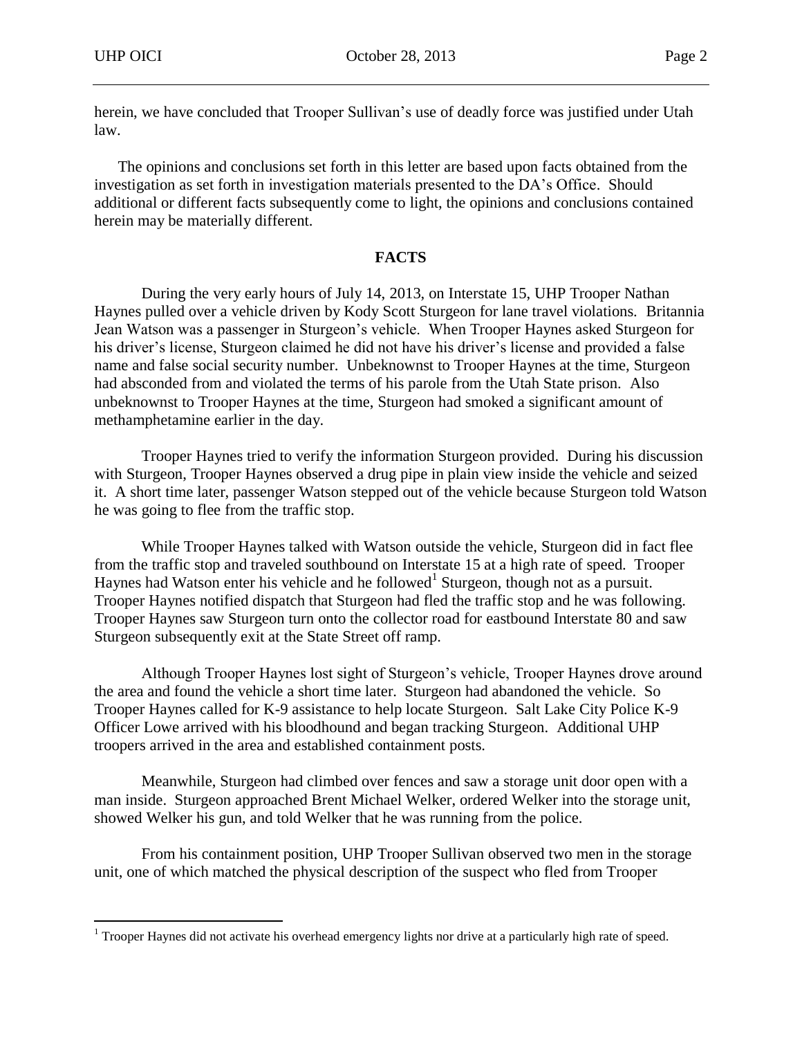herein, we have concluded that Trooper Sullivan's use of deadly force was justified under Utah law.

The opinions and conclusions set forth in this letter are based upon facts obtained from the investigation as set forth in investigation materials presented to the DA's Office. Should additional or different facts subsequently come to light, the opinions and conclusions contained herein may be materially different.

## FACTS

During the very early hours of July 14, 2013, on Interstate 15, UHP Trooper Nathan Haynes pulled over a vehicle driven by Kody Scott Sturgeon for lane travel violations. Britannia Jean Watson was a passenger in Sturgeon's vehicle. When Trooper Haynes asked Sturgeon for his driver's license, Sturgeon claimed he did not have his driver's license and provided a false name and false social security number. Unbeknownst to Trooper Haynes at the time, Sturgeon had absconded from and violated the terms of his parole from the Utah State prison. Also unbeknownst to Trooper Haynes at the time, Sturgeon had smoked a significant amount of methamphetamine earlier in the day.

Trooper Haynes tried to verify the information Sturgeon provided. During his discussion with Sturgeon, Trooper Haynes observed a drug pipe in plain view inside the vehicle and seized it. A short time later, passenger Watson stepped out of the vehicle because Sturgeon told Watson he was going to flee from the traffic stop.

While Trooper Haynes talked with Watson outside the vehicle, Sturgeon did in fact flee from the traffic stop and traveled southbound on Interstate 15 at a high rate of speed. Trooper Haynes had Watson enter his vehicle and he followed[1] Sturgeon, though not as a pursuit. Trooper Haynes notified dispatch that Sturgeon had fled the traffic stop and he was following. Trooper Haynes saw Sturgeon turn onto the collector road for eastbound Interstate 80 and saw Sturgeon subsequently exit at the State Street off ramp.

Although Trooper Haynes lost sight of Sturgeon's vehicle, Trooper Haynes drove around the area and found the vehicle a short time later. Sturgeon had abandoned the vehicle. So Trooper Haynes called for K-9 assistance to help locate Sturgeon. Salt Lake City Police K-9 Officer Lowe arrived with his bloodhound and began tracking Sturgeon. Additional UHP troopers arrived in the area and established containment posts.

Meanwhile, Sturgeon had climbed over fences and saw a storage unit door open with a man inside. Sturgeon approached Brent Michael Welker, ordered Welker into the storage unit, showed Welker his gun, and told Welker that he was running from the police.

From his containment position, UHP Trooper Sullivan observed two men in the storage unit, one of which matched the physical description of the suspect who fled from Trooper

---

[1] Trooper Haynes did not activate his overhead emergency lights nor drive at a particularly high rate of speed.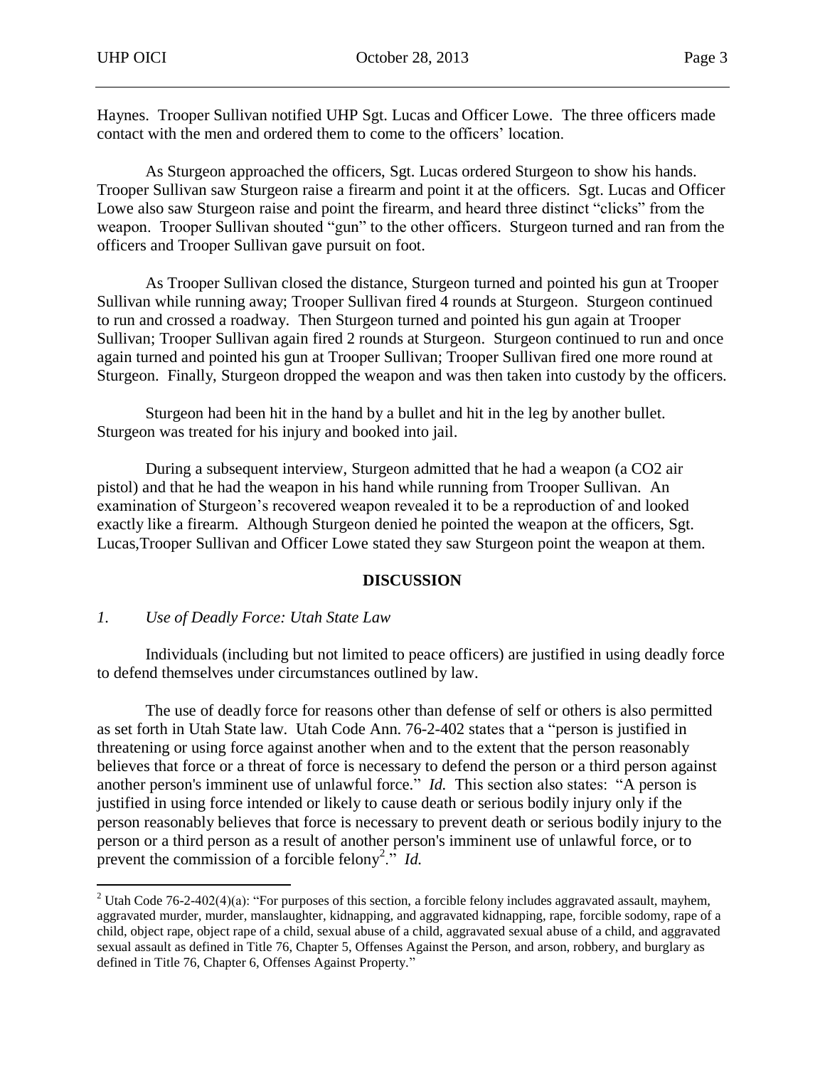Haynes. Trooper Sullivan notified UHP Sgt. Lucas and Officer Lowe. The three officers made contact with the men and ordered them to come to the officers' location.

As Sturgeon approached the officers, Sgt. Lucas ordered Sturgeon to show his hands. Trooper Sullivan saw Sturgeon raise a firearm and point it at the officers. Sgt. Lucas and Officer Lowe also saw Sturgeon raise and point the firearm, and heard three distinct "clicks" from the weapon. Trooper Sullivan shouted "gun" to the other officers. Sturgeon turned and ran from the officers and Trooper Sullivan gave pursuit on foot.

As Trooper Sullivan closed the distance, Sturgeon turned and pointed his gun at Trooper Sullivan while running away; Trooper Sullivan fired 4 rounds at Sturgeon. Sturgeon continued to run and crossed a roadway. Then Sturgeon turned and pointed his gun again at Trooper Sullivan; Trooper Sullivan again fired 2 rounds at Sturgeon. Sturgeon continued to run and once again turned and pointed his gun at Trooper Sullivan; Trooper Sullivan fired one more round at Sturgeon. Finally, Sturgeon dropped the weapon and was then taken into custody by the officers.

Sturgeon had been hit in the hand by a bullet and hit in the leg by another bullet. Sturgeon was treated for his injury and booked into jail.

During a subsequent interview, Sturgeon admitted that he had a weapon (a CO2 air pistol) and that he had the weapon in his hand while running from Trooper Sullivan. An examination of Sturgeon's recovered weapon revealed it to be a reproduction of and looked exactly like a firearm. Although Sturgeon denied he pointed the weapon at the officers, Sgt. Lucas,Trooper Sullivan and Officer Lowe stated they saw Sturgeon point the weapon at them.

## DISCUSSION

*1. Use of Deadly Force: Utah State Law*

Individuals (including but not limited to peace officers) are justified in using deadly force to defend themselves under circumstances outlined by law.

The use of deadly force for reasons other than defense of self or others is also permitted as set forth in Utah State law. Utah Code Ann. 76-2-402 states that a "person is justified in threatening or using force against another when and to the extent that the person reasonably believes that force or a threat of force is necessary to defend the person or a third person against another person's imminent use of unlawful force." *Id.* This section also states: "A person is justified in using force intended or likely to cause death or serious bodily injury only if the person reasonably believes that force is necessary to prevent death or serious bodily injury to the person or a third person as a result of another person's imminent use of unlawful force, or to prevent the commission of a forcible felony[2]." *Id.*

[2] Utah Code 76-2-402(4)(a): "For purposes of this section, a forcible felony includes aggravated assault, mayhem, aggravated murder, murder, manslaughter, kidnapping, and aggravated kidnapping, rape, forcible sodomy, rape of a child, object rape, object rape of a child, sexual abuse of a child, aggravated sexual abuse of a child, and aggravated sexual assault as defined in Title 76, Chapter 5, Offenses Against the Person, and arson, robbery, and burglary as defined in Title 76, Chapter 6, Offenses Against Property."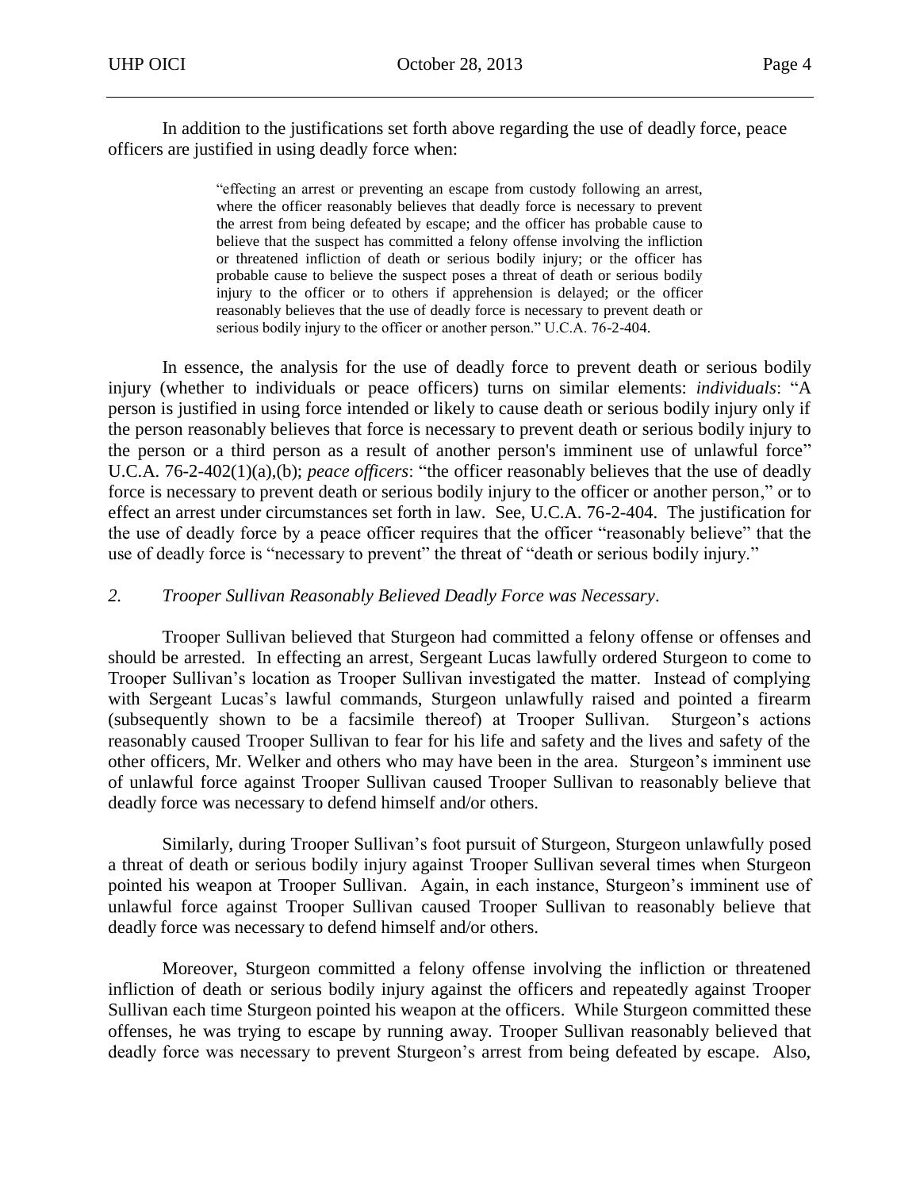In addition to the justifications set forth above regarding the use of deadly force, peace officers are justified in using deadly force when:

> "effecting an arrest or preventing an escape from custody following an arrest, where the officer reasonably believes that deadly force is necessary to prevent the arrest from being defeated by escape; and the officer has probable cause to believe that the suspect has committed a felony offense involving the infliction or threatened infliction of death or serious bodily injury; or the officer has probable cause to believe the suspect poses a threat of death or serious bodily injury to the officer or to others if apprehension is delayed; or the officer reasonably believes that the use of deadly force is necessary to prevent death or serious bodily injury to the officer or another person." U.C.A. 76-2-404.

In essence, the analysis for the use of deadly force to prevent death or serious bodily injury (whether to individuals or peace officers) turns on similar elements: *individuals*: "A person is justified in using force intended or likely to cause death or serious bodily injury only if the person reasonably believes that force is necessary to prevent death or serious bodily injury to the person or a third person as a result of another person's imminent use of unlawful force" U.C.A. 76-2-402(1)(a),(b); *peace officers*: "the officer reasonably believes that the use of deadly force is necessary to prevent death or serious bodily injury to the officer or another person," or to effect an arrest under circumstances set forth in law. See, U.C.A. 76-2-404. The justification for the use of deadly force by a peace officer requires that the officer "reasonably believe" that the use of deadly force is "necessary to prevent" the threat of "death or serious bodily injury."

*2. Trooper Sullivan Reasonably Believed Deadly Force was Necessary*.

Trooper Sullivan believed that Sturgeon had committed a felony offense or offenses and should be arrested. In effecting an arrest, Sergeant Lucas lawfully ordered Sturgeon to come to Trooper Sullivan's location as Trooper Sullivan investigated the matter. Instead of complying with Sergeant Lucas's lawful commands, Sturgeon unlawfully raised and pointed a firearm (subsequently shown to be a facsimile thereof) at Trooper Sullivan. Sturgeon's actions reasonably caused Trooper Sullivan to fear for his life and safety and the lives and safety of the other officers, Mr. Welker and others who may have been in the area. Sturgeon's imminent use of unlawful force against Trooper Sullivan caused Trooper Sullivan to reasonably believe that deadly force was necessary to defend himself and/or others.

Similarly, during Trooper Sullivan's foot pursuit of Sturgeon, Sturgeon unlawfully posed a threat of death or serious bodily injury against Trooper Sullivan several times when Sturgeon pointed his weapon at Trooper Sullivan. Again, in each instance, Sturgeon's imminent use of unlawful force against Trooper Sullivan caused Trooper Sullivan to reasonably believe that deadly force was necessary to defend himself and/or others.

Moreover, Sturgeon committed a felony offense involving the infliction or threatened infliction of death or serious bodily injury against the officers and repeatedly against Trooper Sullivan each time Sturgeon pointed his weapon at the officers. While Sturgeon committed these offenses, he was trying to escape by running away. Trooper Sullivan reasonably believed that deadly force was necessary to prevent Sturgeon's arrest from being defeated by escape. Also,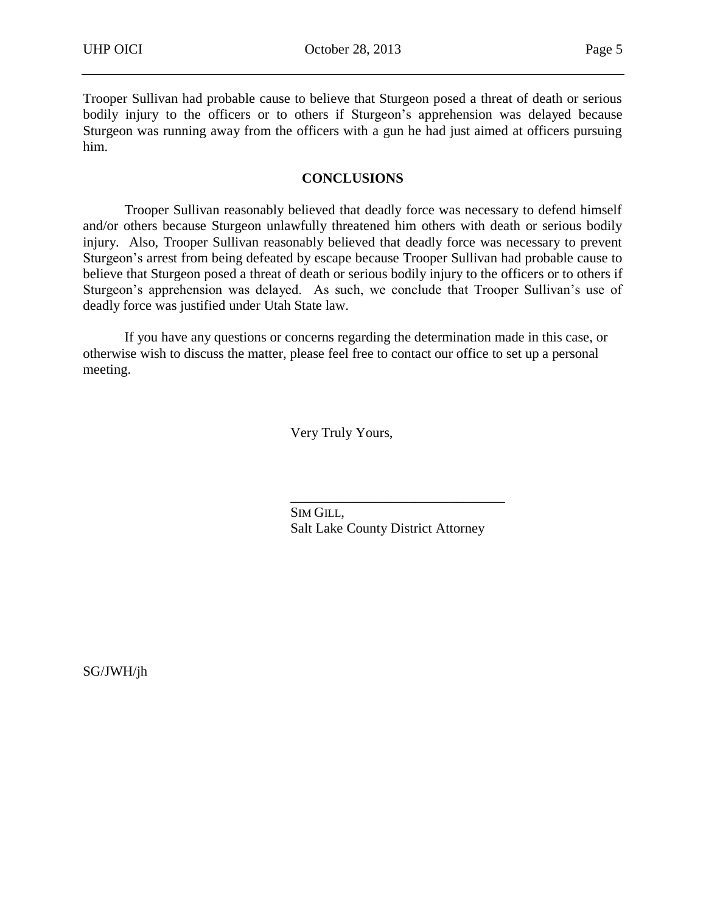Trooper Sullivan had probable cause to believe that Sturgeon posed a threat of death or serious bodily injury to the officers or to others if Sturgeon's apprehension was delayed because Sturgeon was running away from the officers with a gun he had just aimed at officers pursuing him.

## CONCLUSIONS

Trooper Sullivan reasonably believed that deadly force was necessary to defend himself and/or others because Sturgeon unlawfully threatened him others with death or serious bodily injury. Also, Trooper Sullivan reasonably believed that deadly force was necessary to prevent Sturgeon's arrest from being defeated by escape because Trooper Sullivan had probable cause to believe that Sturgeon posed a threat of death or serious bodily injury to the officers or to others if Sturgeon's apprehension was delayed. As such, we conclude that Trooper Sullivan's use of deadly force was justified under Utah State law.

If you have any questions or concerns regarding the determination made in this case, or otherwise wish to discuss the matter, please feel free to contact our office to set up a personal meeting.

Very Truly Yours,

\_\_\_\_\_\_\_\_\_\_\_\_\_\_\_\_\_\_\_\_\_\_\_\_\_\_\_\_\_\_\_\_

SIM GILL,
Salt Lake County District Attorney

SG/JWH/jh